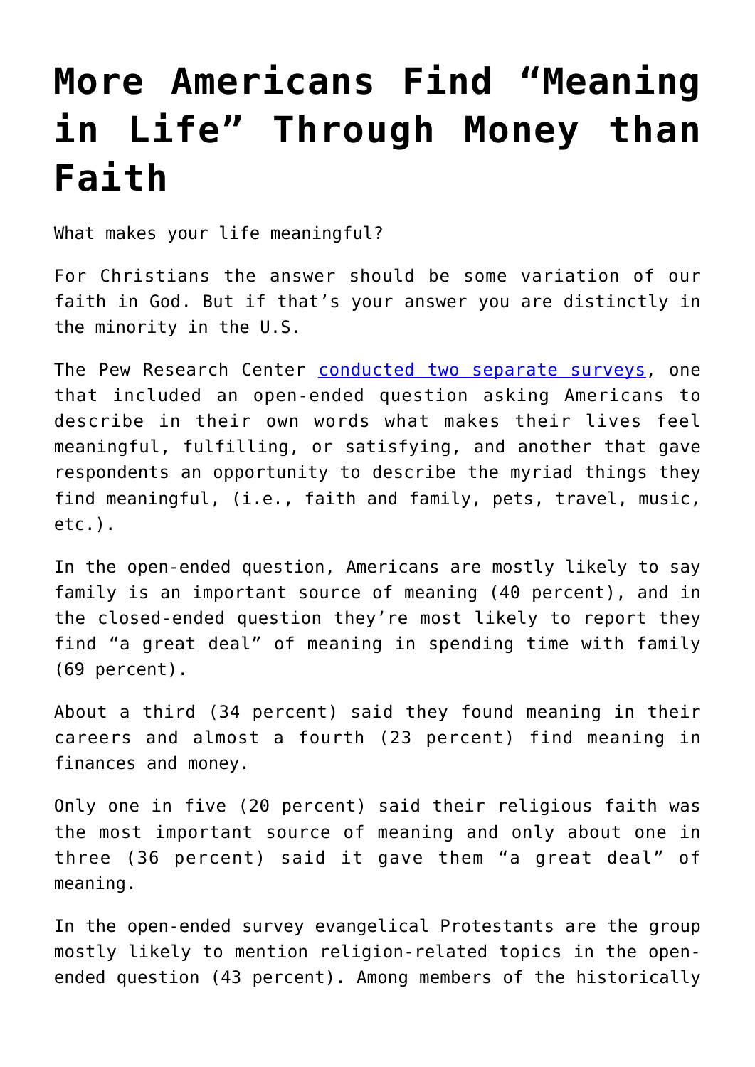# More Americans Find "Meaning in Life" Through Money than Faith

What makes your life meaningful?

For Christians the answer should be some variation of our faith in God. But if that's your answer you are distinctly in the minority in the U.S.

The Pew Research Center [conducted two separate surveys](), one that included an open-ended question asking Americans to describe in their own words what makes their lives feel meaningful, fulfilling, or satisfying, and another that gave respondents an opportunity to describe the myriad things they find meaningful, (i.e., faith and family, pets, travel, music, etc.).

In the open-ended question, Americans are mostly likely to say family is an important source of meaning (40 percent), and in the closed-ended question they're most likely to report they find "a great deal" of meaning in spending time with family (69 percent).

About a third (34 percent) said they found meaning in their careers and almost a fourth (23 percent) find meaning in finances and money.

Only one in five (20 percent) said their religious faith was the most important source of meaning and only about one in three (36 percent) said it gave them "a great deal" of meaning.

In the open-ended survey evangelical Protestants are the group mostly likely to mention religion-related topics in the open-ended question (43 percent). Among members of the historically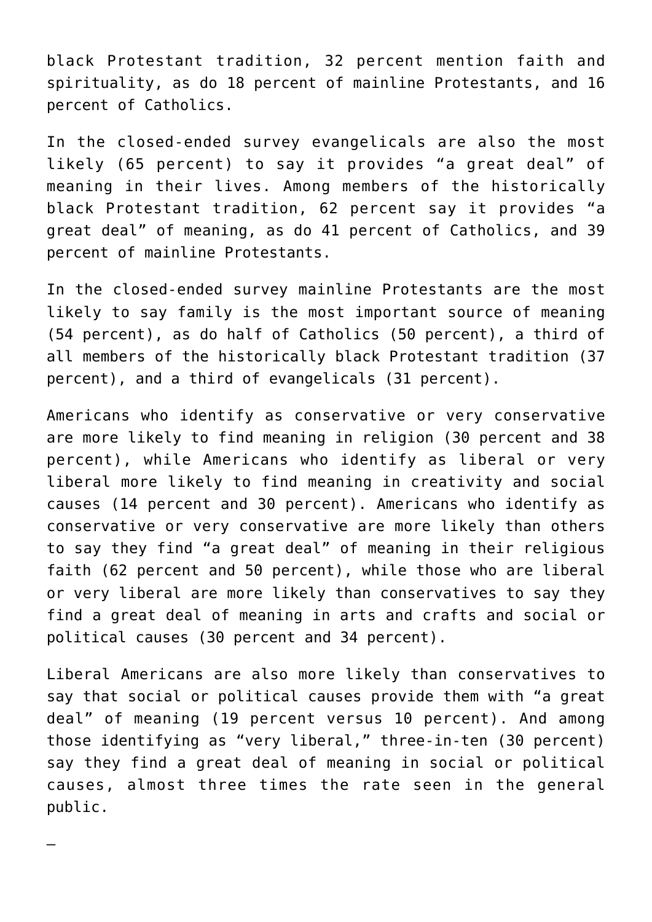black Protestant tradition, 32 percent mention faith and spirituality, as do 18 percent of mainline Protestants, and 16 percent of Catholics.

In the closed-ended survey evangelicals are also the most likely (65 percent) to say it provides “a great deal” of meaning in their lives. Among members of the historically black Protestant tradition, 62 percent say it provides “a great deal” of meaning, as do 41 percent of Catholics, and 39 percent of mainline Protestants.

In the closed-ended survey mainline Protestants are the most likely to say family is the most important source of meaning (54 percent), as do half of Catholics (50 percent), a third of all members of the historically black Protestant tradition (37 percent), and a third of evangelicals (31 percent).

Americans who identify as conservative or very conservative are more likely to find meaning in religion (30 percent and 38 percent), while Americans who identify as liberal or very liberal more likely to find meaning in creativity and social causes (14 percent and 30 percent). Americans who identify as conservative or very conservative are more likely than others to say they find “a great deal” of meaning in their religious faith (62 percent and 50 percent), while those who are liberal or very liberal are more likely than conservatives to say they find a great deal of meaning in arts and crafts and social or political causes (30 percent and 34 percent).

Liberal Americans are also more likely than conservatives to say that social or political causes provide them with “a great deal” of meaning (19 percent versus 10 percent). And among those identifying as “very liberal,” three-in-ten (30 percent) say they find a great deal of meaning in social or political causes, almost three times the rate seen in the general public.

—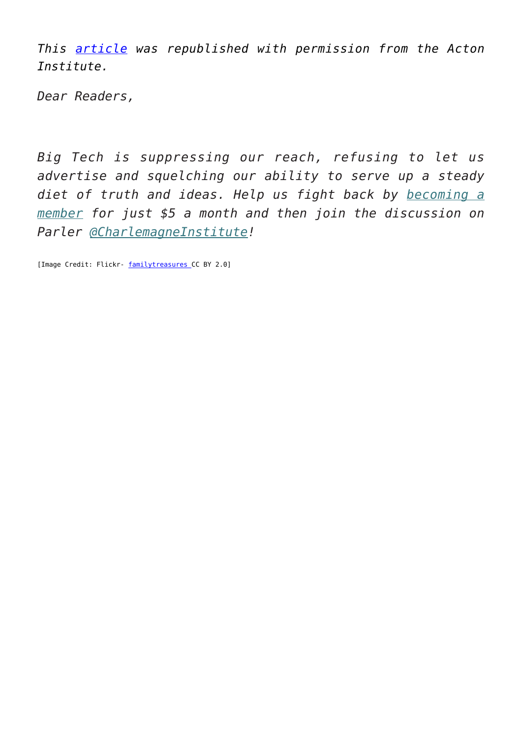*This [article](#) was republished with permission from the Acton Institute.*

*Dear Readers,*

*Big Tech is suppressing our reach, refusing to let us advertise and squelching our ability to serve up a steady diet of truth and ideas. Help us fight back by [becoming a member](#) for just $5 a month and then join the discussion on Parler [@CharlemagneInstitute](#)!*

[Image Credit: Flickr- [familytreasures ](#)CC BY 2.0]